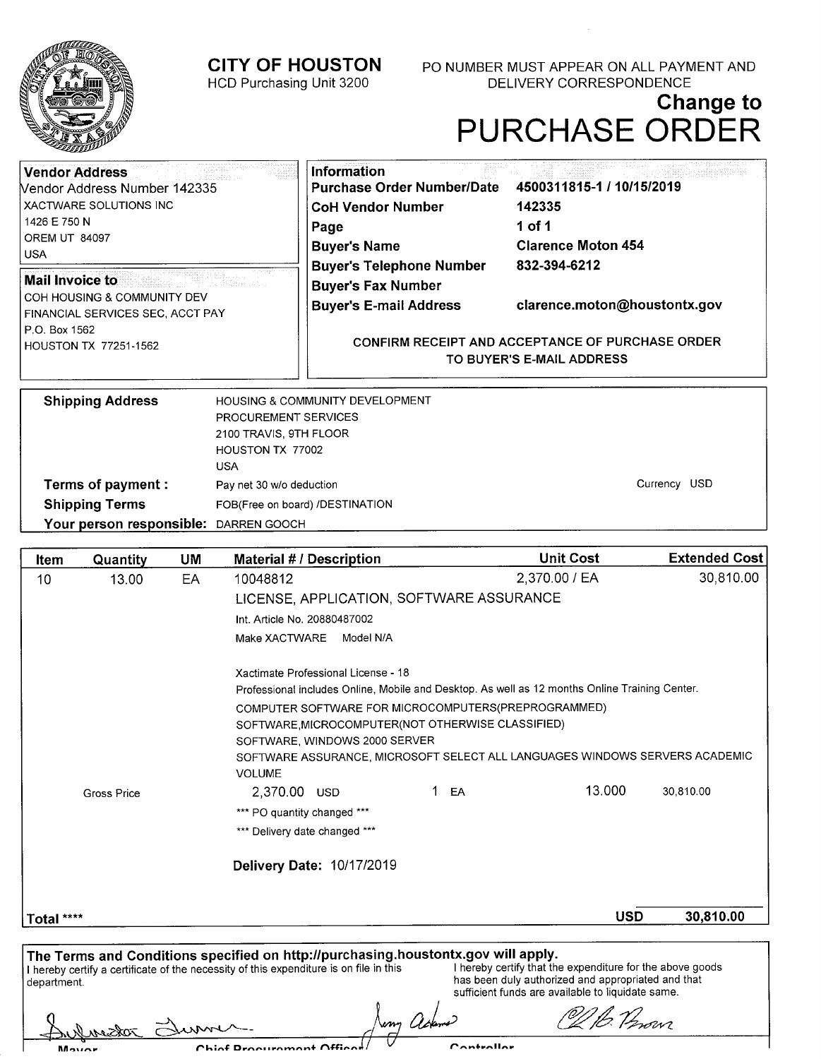# CITY OF HOUSTON

HCD Purchasing Unit 3200

PO NUMBER MUST APPEAR ON ALL PAYMENT AND DELIVERY CORRESPONDENCE

## Change to PURCHASE ORDER

**Vendor Address**

Vendor Address Number 142335
XACTWARE SOLUTIONS INC
1426 E 750 N
OREM UT 84097
USA

**Mail Invoice to**

COH HOUSING & COMMUNITY DEV
FINANCIAL SERVICES SEC, ACCT PAY
P.O. Box 1562
HOUSTON TX 77251-1562

**Information**

| | |
|---|---|
| **Purchase Order Number/Date** | **4500311815-1 / 10/15/2019** |
| **CoH Vendor Number** | **142335** |
| **Page** | **1 of 1** |
| **Buyer's Name** | **Clarence Moton 454** |
| **Buyer's Telephone Number** | **832-394-6212** |
| **Buyer's Fax Number** | |
| **Buyer's E-mail Address** | **clarence.moton@houstontx.gov** |

**CONFIRM RECEIPT AND ACCEPTANCE OF PURCHASE ORDER TO BUYER'S E-MAIL ADDRESS**

**Shipping Address:** HOUSING & COMMUNITY DEVELOPMENT
PROCUREMENT SERVICES
2100 TRAVIS, 9TH FLOOR
HOUSTON TX 77002
USA

**Terms of payment :** Pay net 30 w/o deduction — Currency USD

**Shipping Terms:** FOB(Free on board) /DESTINATION

**Your person responsible:** DARREN GOOCH

| Item | Quantity | UM | Material # / Description | Unit Cost | Extended Cost |
|---|---|---|---|---|---|
| 10 | 13.00 | EA | 10048812 | 2,370.00 / EA | 30,810.00 |
| | | | LICENSE, APPLICATION, SOFTWARE ASSURANCE | | |
| | | | Int. Article No. 20880487002 | | |
| | | | Make XACTWARE Model N/A | | |
| | | | Xactimate Professional License - 18<br>Professional includes Online, Mobile and Desktop. As well as 12 months Online Training Center.<br>COMPUTER SOFTWARE FOR MICROCOMPUTERS(PREPROGRAMMED)<br>SOFTWARE,MICROCOMPUTER(NOT OTHERWISE CLASSIFIED)<br>SOFTWARE, WINDOWS 2000 SERVER<br>SOFTWARE ASSURANCE, MICROSOFT SELECT ALL LANGUAGES WINDOWS SERVERS ACADEMIC VOLUME | | |
| | Gross Price | | 2,370.00 USD &nbsp; 1 EA | 13.000 | 30,810.00 |
| | | | *** PO quantity changed ***<br>*** Delivery date changed *** | | |
| | | | **Delivery Date:** 10/17/2019 | | |
| **Total ****** | | | | **USD** | **30,810.00** |

**The Terms and Conditions specified on http://purchasing.houstontx.gov will apply.**

I hereby certify a certificate of the necessity of this expenditure is on file in this department.

I hereby certify that the expenditure for the above goods has been duly authorized and appropriated and that sufficient funds are available to liquidate same.

Mayor — Chief Procurement Officer — Controller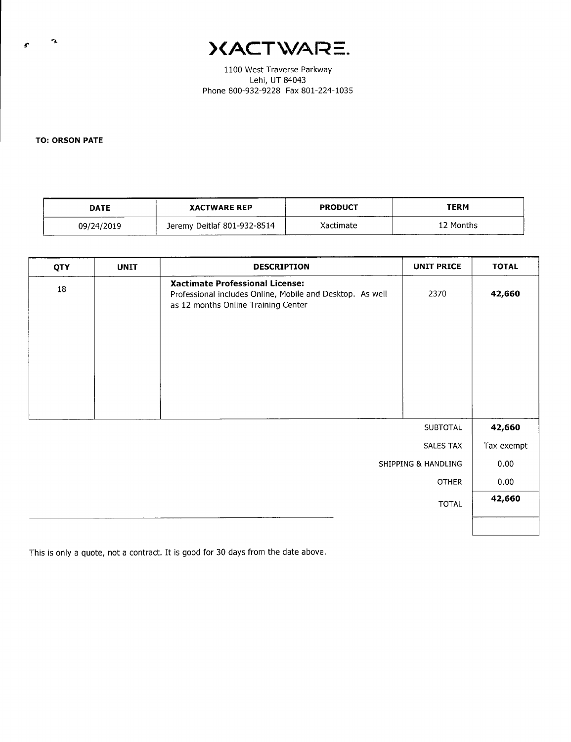# XACTWARE.

1100 West Traverse Parkway
Lehi, UT 84043
Phone 800-932-9228 Fax 801-224-1035

**TO: ORSON PATE**

| DATE | XACTWARE REP | PRODUCT | TERM |
| --- | --- | --- | --- |
| 09/24/2019 | Jeremy Deitlaf 801-932-8514 | Xactimate | 12 Months |

| QTY | UNIT | DESCRIPTION | UNIT PRICE | TOTAL |
| --- | --- | --- | --- | --- |
| 18 | | **Xactimate Professional License:** Professional includes Online, Mobile and Desktop. As well as 12 months Online Training Center | 2370 | **42,660** |
| | | | SUBTOTAL | **42,660** |
| | | | SALES TAX | Tax exempt |
| | | | SHIPPING & HANDLING | 0.00 |
| | | | OTHER | 0.00 |
| | | | TOTAL | **42,660** |

This is only a quote, not a contract. It is good for 30 days from the date above.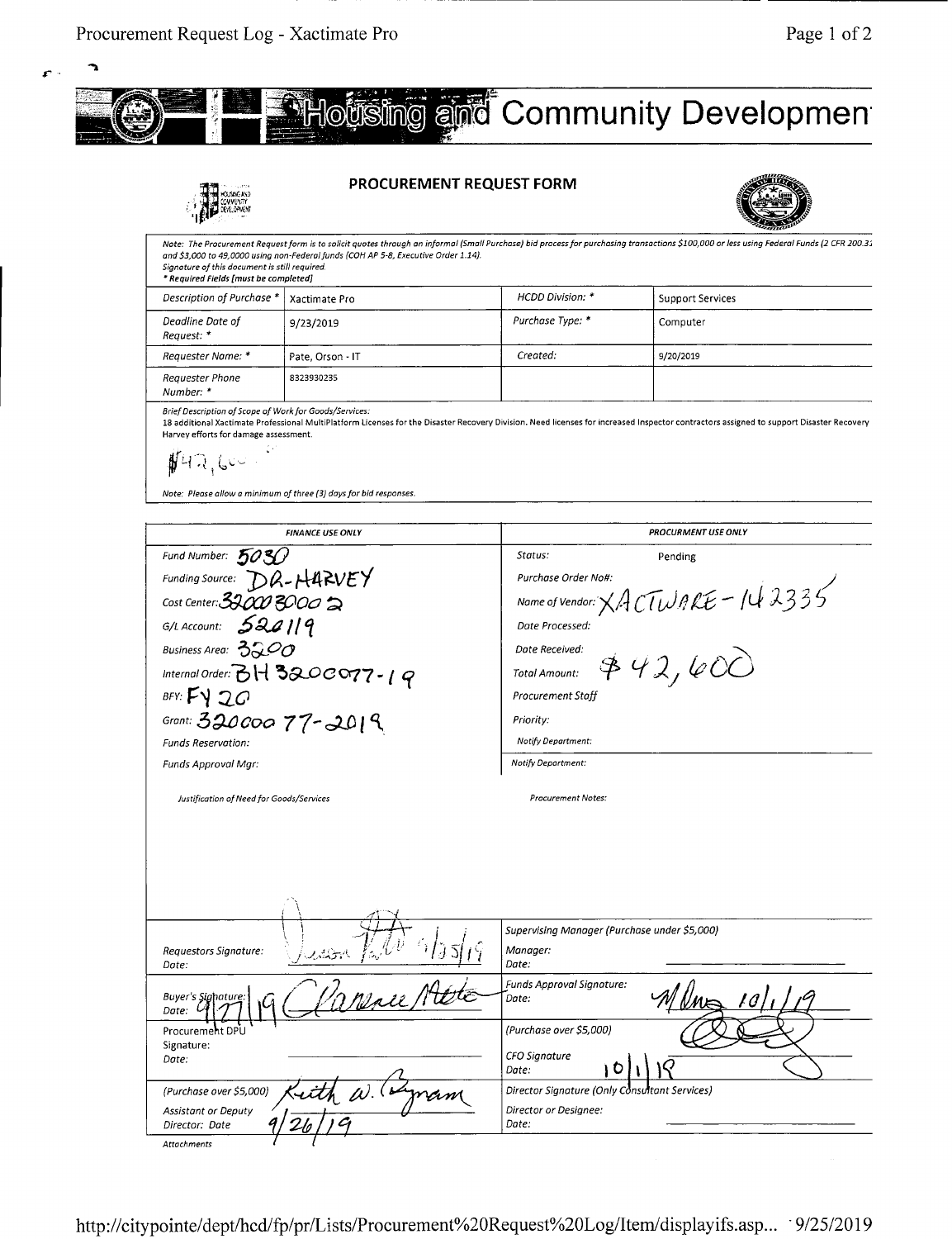# Housing and Community Developmen

## PROCUREMENT REQUEST FORM

*Note: The Procurement Request form is to solicit quotes through an informal (Small Purchase) bid process for purchasing transactions $100,000 or less using Federal Funds (2 CFR 200.32 and $3,000 to 49,0000 using non-Federal funds (COH AP 5-8, Executive Order 1.14). Signature of this document is still required.*
*\* Required Fields [must be completed]*

| | | | |
|---|---|---|---|
| *Description of Purchase \** | Xactimate Pro | *HCDD Division: \** | Support Services |
| *Deadline Date of Request: \** | 9/23/2019 | *Purchase Type: \** | Computer |
| *Requester Name: \** | Pate, Orson - IT | *Created:* | 9/20/2019 |
| *Requester Phone Number: \** | 8323930235 | | |

*Brief Description of Scope of Work for Goods/Services:*
18 additional Xactimate Professional MultiPlatform Licenses for the Disaster Recovery Division. Need licenses for increased Inspector contractors assigned to support Disaster Recovery Harvey efforts for damage assessment.

$42,600

*Note: Please allow a minimum of three (3) days for bid responses.*

| *FINANCE USE ONLY* | *PROCUREMENT USE ONLY* |
|---|---|
| *Fund Number:* 5030 | *Status:* Pending |
| *Funding Source:* DR-HARVEY | *Purchase Order No#:* |
| *Cost Center:* 320003000 2 | *Name of Vendor:* XACTWARE - 142335 |
| *G/L Account:* 520119 | *Date Processed:* |
| *Business Area:* 3200 | *Date Received:* |
| *Internal Order:* BH 3200077-19 | *Total Amount:* $42,600 |
| *BFY:* FY 20 | *Procurement Staff* |
| *Grant:* 32000077-2019 | *Priority:* |
| *Funds Reservation:* | *Notify Department:* |
| *Funds Approval Mgr:* | *Notify Department:* |
| *Justification of Need for Goods/Services* | *Procurement Notes:* |

| | |
|---|---|
| *Requestors Signature:* [signature] *Date:* 9/25/19 | *Supervising Manager (Purchase under $5,000)* *Manager:* *Date:* |
| *Buyer's Signature:* Clarence Atete *Date:* 9/27/19 | *Funds Approval Signature:* [signature] *Date:* 10/1/19 |
| *Procurement DPU Signature:* *Date:* | *(Purchase over $5,000)* *CFO Signature* [signature] *Date:* 10/1/19 |
| *(Purchase over $5,000)* *Assistant or Deputy Director: Date* Keith W. Bynam 9/26/19 | *Director Signature (Only Consultant Services)* *Director or Designee:* *Date:* |

*Attachments*